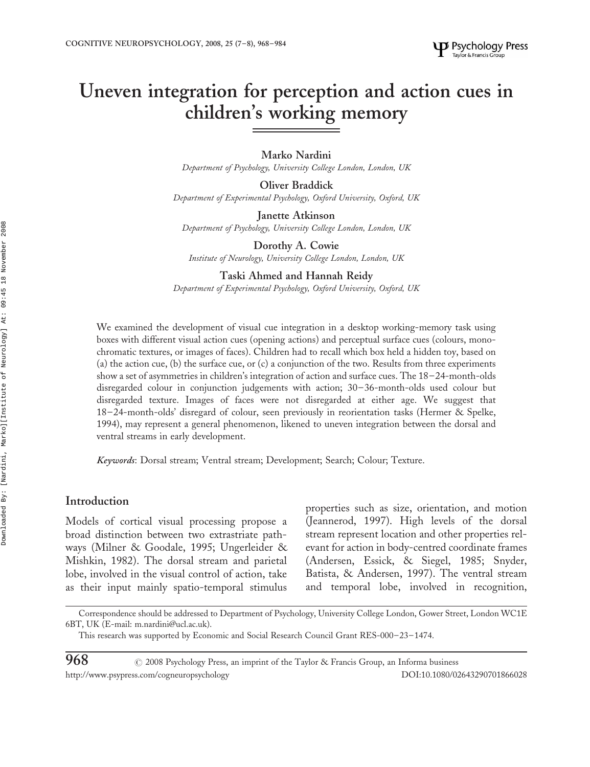# Uneven integration for perception and action cues in children's working memory

**Marko Nardini**
*Department of Psychology, University College London, London, UK*

**Oliver Braddick**
*Department of Experimental Psychology, Oxford University, Oxford, UK*

**Janette Atkinson**
*Department of Psychology, University College London, London, UK*

**Dorothy A. Cowie**
*Institute of Neurology, University College London, London, UK*

**Taski Ahmed and Hannah Reidy**
*Department of Experimental Psychology, Oxford University, Oxford, UK*

We examined the development of visual cue integration in a desktop working-memory task using boxes with different visual action cues (opening actions) and perceptual surface cues (colours, monochromatic textures, or images of faces). Children had to recall which box held a hidden toy, based on (a) the action cue, (b) the surface cue, or (c) a conjunction of the two. Results from three experiments show a set of asymmetries in children's integration of action and surface cues. The 18–24-month-olds disregarded colour in conjunction judgements with action; 30–36-month-olds used colour but disregarded texture. Images of faces were not disregarded at either age. We suggest that 18–24-month-olds' disregard of colour, seen previously in reorientation tasks (Hermer & Spelke, 1994), may represent a general phenomenon, likened to uneven integration between the dorsal and ventral streams in early development.

*Keywords*: Dorsal stream; Ventral stream; Development; Search; Colour; Texture.

## Introduction

Models of cortical visual processing propose a broad distinction between two extrastriate pathways (Milner & Goodale, 1995; Ungerleider & Mishkin, 1982). The dorsal stream and parietal lobe, involved in the visual control of action, take as their input mainly spatio-temporal stimulus properties such as size, orientation, and motion (Jeannerod, 1997). High levels of the dorsal stream represent location and other properties relevant for action in body-centred coordinate frames (Andersen, Essick, & Siegel, 1985; Snyder, Batista, & Andersen, 1997). The ventral stream and temporal lobe, involved in recognition,

Correspondence should be addressed to Department of Psychology, University College London, Gower Street, London WC1E 6BT, UK (E-mail: m.nardini@ucl.ac.uk).

This research was supported by Economic and Social Research Council Grant RES-000–23–1474.

© 2008 Psychology Press, an imprint of the Taylor & Francis Group, an Informa business
http://www.psypress.com/cogneuropsychology DOI:10.1080/02643290701866028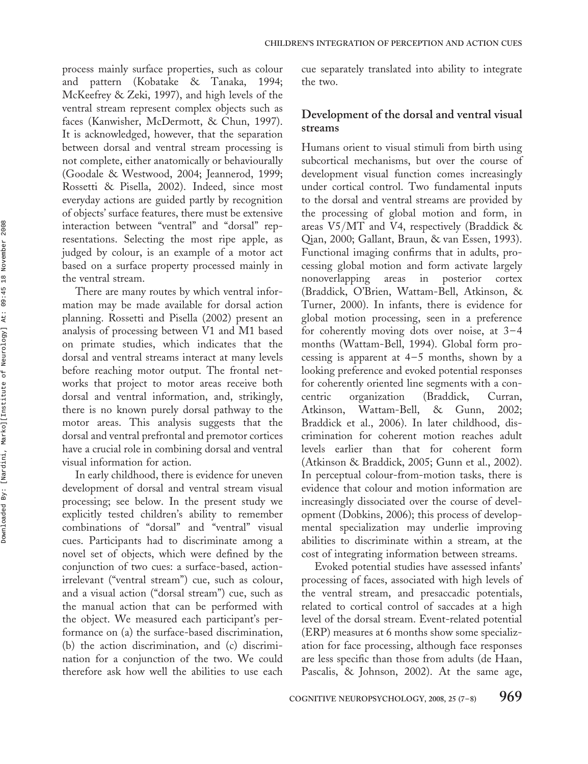process mainly surface properties, such as colour and pattern (Kobatake & Tanaka, 1994; McKeefrey & Zeki, 1997), and high levels of the ventral stream represent complex objects such as faces (Kanwisher, McDermott, & Chun, 1997). It is acknowledged, however, that the separation between dorsal and ventral stream processing is not complete, either anatomically or behaviourally (Goodale & Westwood, 2004; Jeannerod, 1999; Rossetti & Pisella, 2002). Indeed, since most everyday actions are guided partly by recognition of objects' surface features, there must be extensive interaction between "ventral" and "dorsal" representations. Selecting the most ripe apple, as judged by colour, is an example of a motor act based on a surface property processed mainly in the ventral stream.

There are many routes by which ventral information may be made available for dorsal action planning. Rossetti and Pisella (2002) present an analysis of processing between V1 and M1 based on primate studies, which indicates that the dorsal and ventral streams interact at many levels before reaching motor output. The frontal networks that project to motor areas receive both dorsal and ventral information, and, strikingly, there is no known purely dorsal pathway to the motor areas. This analysis suggests that the dorsal and ventral prefrontal and premotor cortices have a crucial role in combining dorsal and ventral visual information for action.

In early childhood, there is evidence for uneven development of dorsal and ventral stream visual processing; see below. In the present study we explicitly tested children's ability to remember combinations of "dorsal" and "ventral" visual cues. Participants had to discriminate among a novel set of objects, which were defined by the conjunction of two cues: a surface-based, action-irrelevant ("ventral stream") cue, such as colour, and a visual action ("dorsal stream") cue, such as the manual action that can be performed with the object. We measured each participant's performance on (a) the surface-based discrimination, (b) the action discrimination, and (c) discrimination for a conjunction of the two. We could therefore ask how well the abilities to use each cue separately translated into ability to integrate the two.

## Development of the dorsal and ventral visual streams

Humans orient to visual stimuli from birth using subcortical mechanisms, but over the course of development visual function comes increasingly under cortical control. Two fundamental inputs to the dorsal and ventral streams are provided by the processing of global motion and form, in areas V5/MT and V4, respectively (Braddick & Qian, 2000; Gallant, Braun, & van Essen, 1993). Functional imaging confirms that in adults, processing global motion and form activate largely nonoverlapping areas in posterior cortex (Braddick, O'Brien, Wattam-Bell, Atkinson, & Turner, 2000). In infants, there is evidence for global motion processing, seen in a preference for coherently moving dots over noise, at 3–4 months (Wattam-Bell, 1994). Global form processing is apparent at 4–5 months, shown by a looking preference and evoked potential responses for coherently oriented line segments with a concentric organization (Braddick, Curran, Atkinson, Wattam-Bell, & Gunn, 2002; Braddick et al., 2006). In later childhood, discrimination for coherent motion reaches adult levels earlier than that for coherent form (Atkinson & Braddick, 2005; Gunn et al., 2002). In perceptual colour-from-motion tasks, there is evidence that colour and motion information are increasingly dissociated over the course of development (Dobkins, 2006); this process of developmental specialization may underlie improving abilities to discriminate within a stream, at the cost of integrating information between streams.

Evoked potential studies have assessed infants' processing of faces, associated with high levels of the ventral stream, and presaccadic potentials, related to cortical control of saccades at a high level of the dorsal stream. Event-related potential (ERP) measures at 6 months show some specialization for face processing, although face responses are less specific than those from adults (de Haan, Pascalis, & Johnson, 2002). At the same age,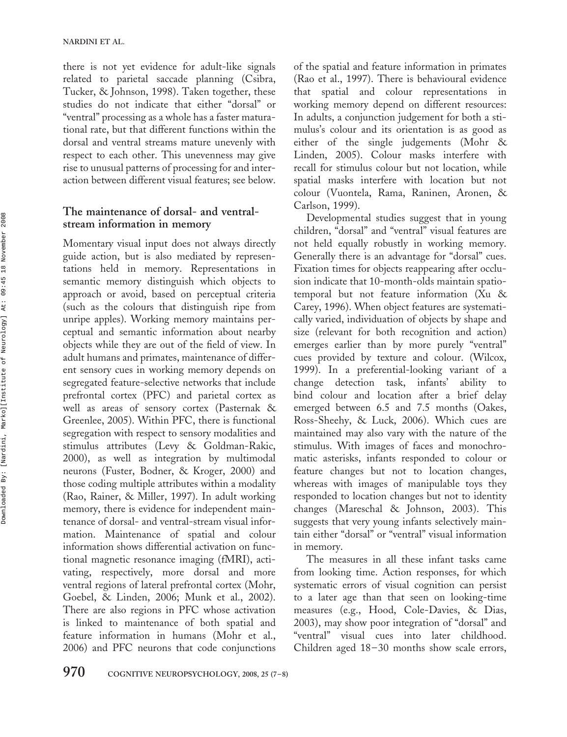there is not yet evidence for adult-like signals related to parietal saccade planning (Csibra, Tucker, & Johnson, 1998). Taken together, these studies do not indicate that either "dorsal" or "ventral" processing as a whole has a faster maturational rate, but that different functions within the dorsal and ventral streams mature unevenly with respect to each other. This unevenness may give rise to unusual patterns of processing for and interaction between different visual features; see below.

## The maintenance of dorsal- and ventral-stream information in memory

Momentary visual input does not always directly guide action, but is also mediated by representations held in memory. Representations in semantic memory distinguish which objects to approach or avoid, based on perceptual criteria (such as the colours that distinguish ripe from unripe apples). Working memory maintains perceptual and semantic information about nearby objects while they are out of the field of view. In adult humans and primates, maintenance of different sensory cues in working memory depends on segregated feature-selective networks that include prefrontal cortex (PFC) and parietal cortex as well as areas of sensory cortex (Pasternak & Greenlee, 2005). Within PFC, there is functional segregation with respect to sensory modalities and stimulus attributes (Levy & Goldman-Rakic, 2000), as well as integration by multimodal neurons (Fuster, Bodner, & Kroger, 2000) and those coding multiple attributes within a modality (Rao, Rainer, & Miller, 1997). In adult working memory, there is evidence for independent maintenance of dorsal- and ventral-stream visual information. Maintenance of spatial and colour information shows differential activation on functional magnetic resonance imaging (fMRI), activating, respectively, more dorsal and more ventral regions of lateral prefrontal cortex (Mohr, Goebel, & Linden, 2006; Munk et al., 2002). There are also regions in PFC whose activation is linked to maintenance of both spatial and feature information in humans (Mohr et al., 2006) and PFC neurons that code conjunctions of the spatial and feature information in primates (Rao et al., 1997). There is behavioural evidence that spatial and colour representations in working memory depend on different resources: In adults, a conjunction judgement for both a stimulus's colour and its orientation is as good as either of the single judgements (Mohr & Linden, 2005). Colour masks interfere with recall for stimulus colour but not location, while spatial masks interfere with location but not colour (Vuontela, Rama, Raninen, Aronen, & Carlson, 1999).

Developmental studies suggest that in young children, "dorsal" and "ventral" visual features are not held equally robustly in working memory. Generally there is an advantage for "dorsal" cues. Fixation times for objects reappearing after occlusion indicate that 10-month-olds maintain spatiotemporal but not feature information (Xu & Carey, 1996). When object features are systematically varied, individuation of objects by shape and size (relevant for both recognition and action) emerges earlier than by more purely "ventral" cues provided by texture and colour. (Wilcox, 1999). In a preferential-looking variant of a change detection task, infants' ability to bind colour and location after a brief delay emerged between 6.5 and 7.5 months (Oakes, Ross-Sheehy, & Luck, 2006). Which cues are maintained may also vary with the nature of the stimulus. With images of faces and monochromatic asterisks, infants responded to colour or feature changes but not to location changes, whereas with images of manipulable toys they responded to location changes but not to identity changes (Mareschal & Johnson, 2003). This suggests that very young infants selectively maintain either "dorsal" or "ventral" visual information in memory.

The measures in all these infant tasks came from looking time. Action responses, for which systematic errors of visual cognition can persist to a later age than that seen on looking-time measures (e.g., Hood, Cole-Davies, & Dias, 2003), may show poor integration of "dorsal" and "ventral" visual cues into later childhood. Children aged 18–30 months show scale errors,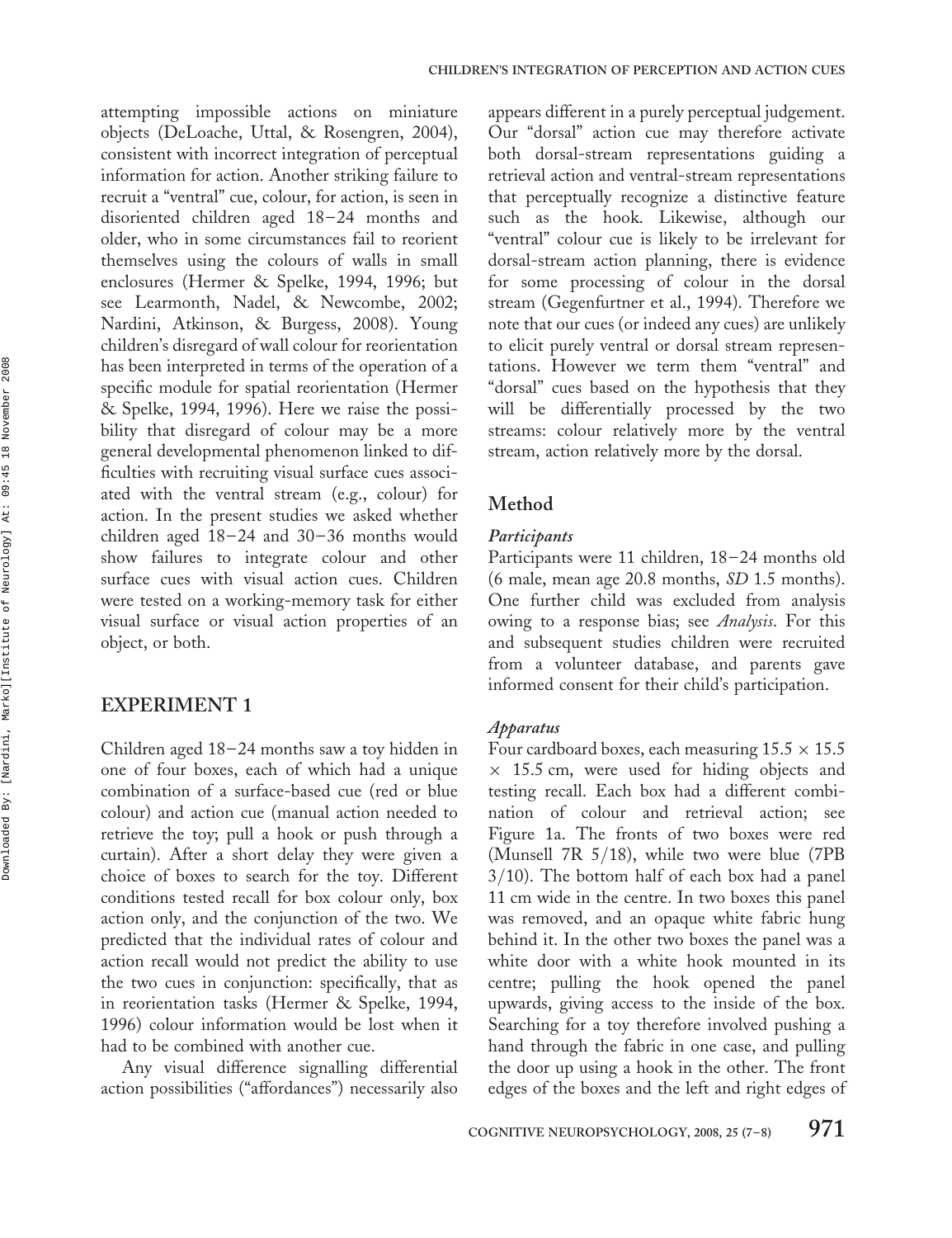attempting impossible actions on miniature objects (DeLoache, Uttal, & Rosengren, 2004), consistent with incorrect integration of perceptual information for action. Another striking failure to recruit a "ventral" cue, colour, for action, is seen in disoriented children aged 18–24 months and older, who in some circumstances fail to reorient themselves using the colours of walls in small enclosures (Hermer & Spelke, 1994, 1996; but see Learmonth, Nadel, & Newcombe, 2002; Nardini, Atkinson, & Burgess, 2008). Young children's disregard of wall colour for reorientation has been interpreted in terms of the operation of a specific module for spatial reorientation (Hermer & Spelke, 1994, 1996). Here we raise the possibility that disregard of colour may be a more general developmental phenomenon linked to difficulties with recruiting visual surface cues associated with the ventral stream (e.g., colour) for action. In the present studies we asked whether children aged 18–24 and 30–36 months would show failures to integrate colour and other surface cues with visual action cues. Children were tested on a working-memory task for either visual surface or visual action properties of an object, or both.

## EXPERIMENT 1

Children aged 18–24 months saw a toy hidden in one of four boxes, each of which had a unique combination of a surface-based cue (red or blue colour) and action cue (manual action needed to retrieve the toy; pull a hook or push through a curtain). After a short delay they were given a choice of boxes to search for the toy. Different conditions tested recall for box colour only, box action only, and the conjunction of the two. We predicted that the individual rates of colour and action recall would not predict the ability to use the two cues in conjunction: specifically, that as in reorientation tasks (Hermer & Spelke, 1994, 1996) colour information would be lost when it had to be combined with another cue.

Any visual difference signalling differential action possibilities ("affordances") necessarily also appears different in a purely perceptual judgement. Our "dorsal" action cue may therefore activate both dorsal-stream representations guiding a retrieval action and ventral-stream representations that perceptually recognize a distinctive feature such as the hook. Likewise, although our "ventral" colour cue is likely to be irrelevant for dorsal-stream action planning, there is evidence for some processing of colour in the dorsal stream (Gegenfurtner et al., 1994). Therefore we note that our cues (or indeed any cues) are unlikely to elicit purely ventral or dorsal stream representations. However we term them "ventral" and "dorsal" cues based on the hypothesis that they will be differentially processed by the two streams: colour relatively more by the ventral stream, action relatively more by the dorsal.

### Method

#### *Participants*

Participants were 11 children, 18–24 months old (6 male, mean age 20.8 months, *SD* 1.5 months). One further child was excluded from analysis owing to a response bias; see *Analysis*. For this and subsequent studies children were recruited from a volunteer database, and parents gave informed consent for their child's participation.

#### *Apparatus*

Four cardboard boxes, each measuring $15.5 \times 15.5 \times 15.5$ cm, were used for hiding objects and testing recall. Each box had a different combination of colour and retrieval action; see Figure 1a. The fronts of two boxes were red (Munsell 7R 5/18), while two were blue (7PB 3/10). The bottom half of each box had a panel 11 cm wide in the centre. In two boxes this panel was removed, and an opaque white fabric hung behind it. In the other two boxes the panel was a white door with a white hook mounted in its centre; pulling the hook opened the panel upwards, giving access to the inside of the box. Searching for a toy therefore involved pushing a hand through the fabric in one case, and pulling the door up using a hook in the other. The front edges of the boxes and the left and right edges of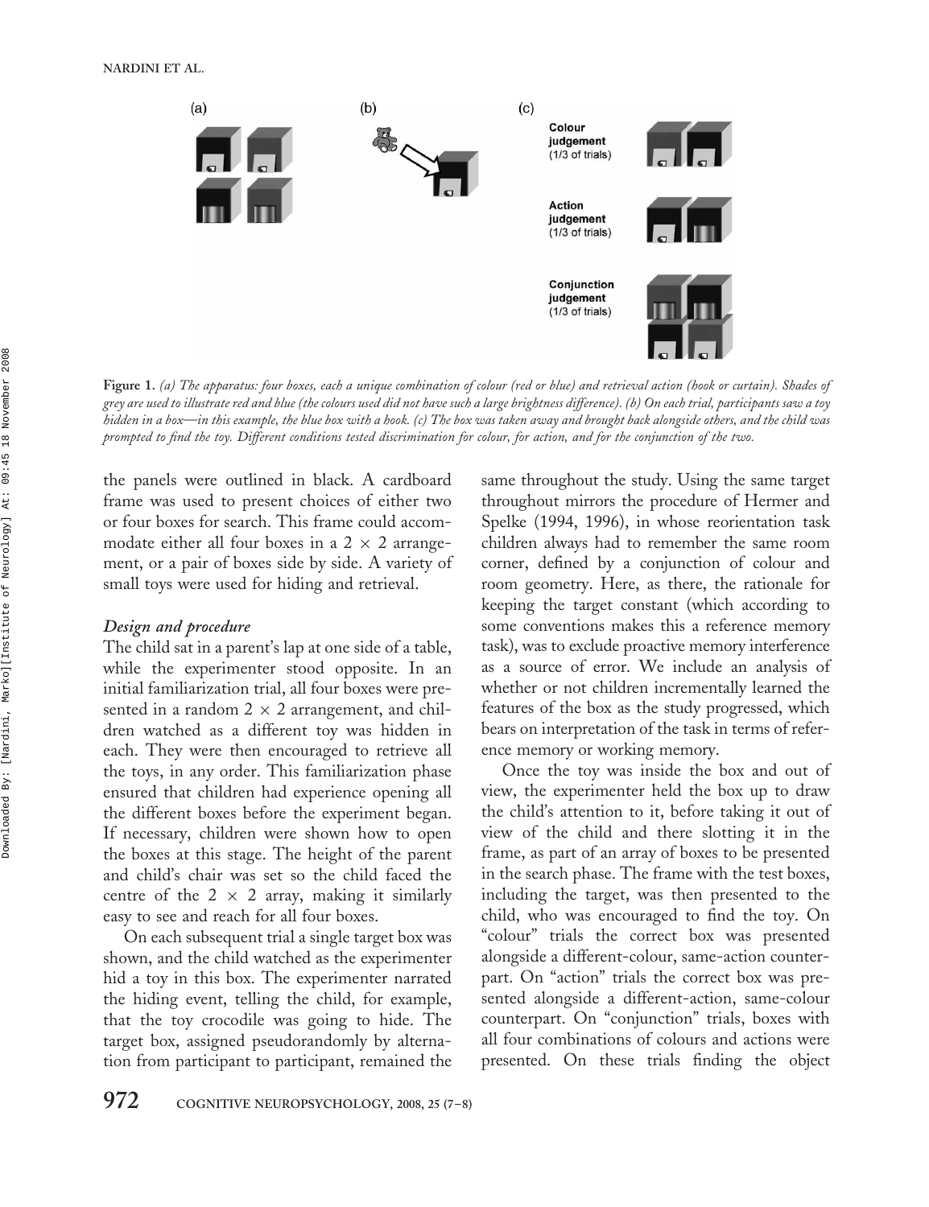(a)

(b)

(c)

Colour judgement (1/3 of trials)

Action judgement (1/3 of trials)

Conjunction judgement (1/3 of trials)

**Figure 1.** *(a) The apparatus: four boxes, each a unique combination of colour (red or blue) and retrieval action (hook or curtain). Shades of grey are used to illustrate red and blue (the colours used did not have such a large brightness difference). (b) On each trial, participants saw a toy hidden in a box—in this example, the blue box with a hook. (c) The box was taken away and brought back alongside others, and the child was prompted to find the toy. Different conditions tested discrimination for colour, for action, and for the conjunction of the two.*

the panels were outlined in black. A cardboard frame was used to present choices of either two or four boxes for search. This frame could accommodate either all four boxes in a $2 \times 2$ arrangement, or a pair of boxes side by side. A variety of small toys were used for hiding and retrieval.

### *Design and procedure*

The child sat in a parent's lap at one side of a table, while the experimenter stood opposite. In an initial familiarization trial, all four boxes were presented in a random $2 \times 2$ arrangement, and children watched as a different toy was hidden in each. They were then encouraged to retrieve all the toys, in any order. This familiarization phase ensured that children had experience opening all the different boxes before the experiment began. If necessary, children were shown how to open the boxes at this stage. The height of the parent and child's chair was set so the child faced the centre of the $2 \times 2$ array, making it similarly easy to see and reach for all four boxes.

On each subsequent trial a single target box was shown, and the child watched as the experimenter hid a toy in this box. The experimenter narrated the hiding event, telling the child, for example, that the toy crocodile was going to hide. The target box, assigned pseudorandomly by alternation from participant to participant, remained the same throughout the study. Using the same target throughout mirrors the procedure of Hermer and Spelke (1994, 1996), in whose reorientation task children always had to remember the same room corner, defined by a conjunction of colour and room geometry. Here, as there, the rationale for keeping the target constant (which according to some conventions makes this a reference memory task), was to exclude proactive memory interference as a source of error. We include an analysis of whether or not children incrementally learned the features of the box as the study progressed, which bears on interpretation of the task in terms of reference memory or working memory.

Once the toy was inside the box and out of view, the experimenter held the box up to draw the child's attention to it, before taking it out of view of the child and there slotting it in the frame, as part of an array of boxes to be presented in the search phase. The frame with the test boxes, including the target, was then presented to the child, who was encouraged to find the toy. On "colour" trials the correct box was presented alongside a different-colour, same-action counterpart. On "action" trials the correct box was presented alongside a different-action, same-colour counterpart. On "conjunction" trials, boxes with all four combinations of colours and actions were presented. On these trials finding the object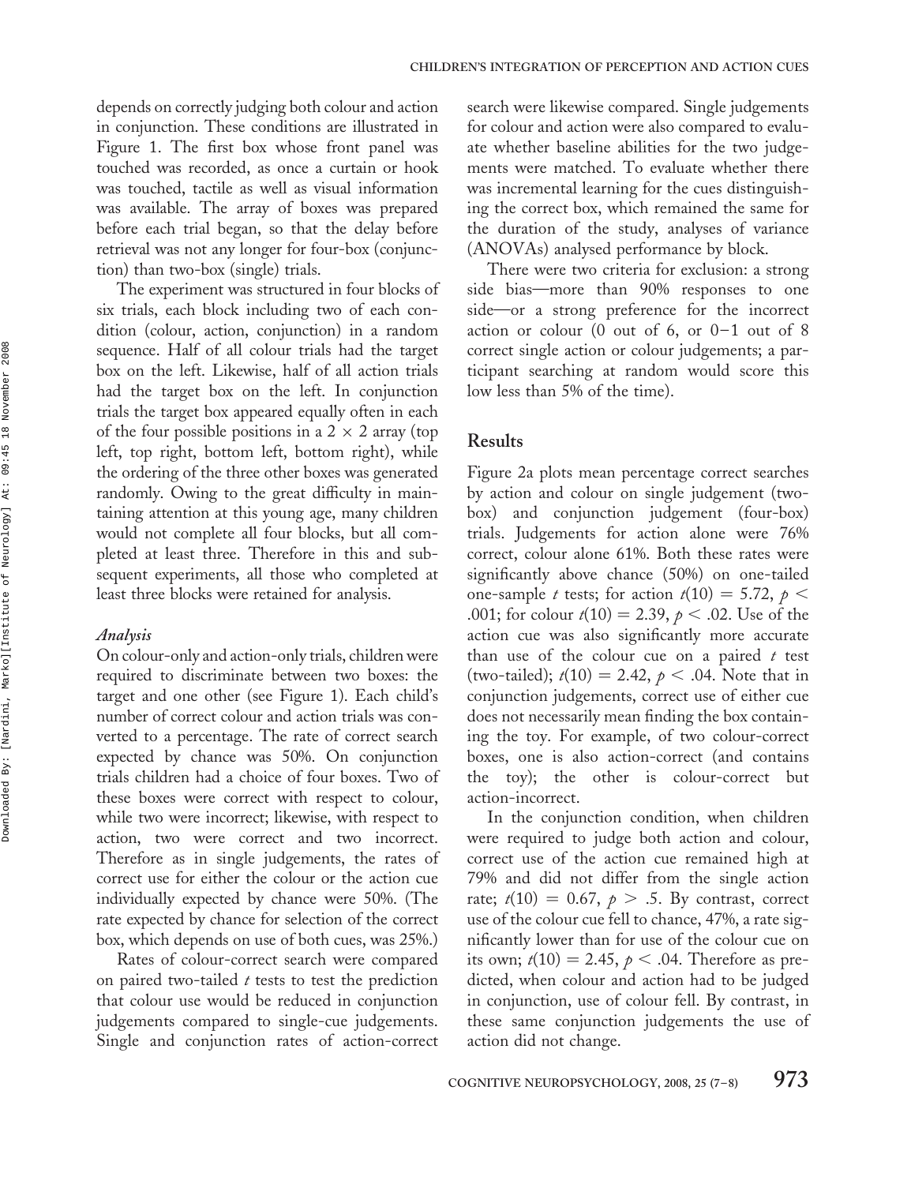depends on correctly judging both colour and action in conjunction. These conditions are illustrated in Figure 1. The first box whose front panel was touched was recorded, as once a curtain or hook was touched, tactile as well as visual information was available. The array of boxes was prepared before each trial began, so that the delay before retrieval was not any longer for four-box (conjunction) than two-box (single) trials.

The experiment was structured in four blocks of six trials, each block including two of each condition (colour, action, conjunction) in a random sequence. Half of all colour trials had the target box on the left. Likewise, half of all action trials had the target box on the left. In conjunction trials the target box appeared equally often in each of the four possible positions in a $2 \times 2$ array (top left, top right, bottom left, bottom right), while the ordering of the three other boxes was generated randomly. Owing to the great difficulty in maintaining attention at this young age, many children would not complete all four blocks, but all completed at least three. Therefore in this and subsequent experiments, all those who completed at least three blocks were retained for analysis.

### *Analysis*

On colour-only and action-only trials, children were required to discriminate between two boxes: the target and one other (see Figure 1). Each child's number of correct colour and action trials was converted to a percentage. The rate of correct search expected by chance was 50%. On conjunction trials children had a choice of four boxes. Two of these boxes were correct with respect to colour, while two were incorrect; likewise, with respect to action, two were correct and two incorrect. Therefore as in single judgements, the rates of correct use for either the colour or the action cue individually expected by chance were 50%. (The rate expected by chance for selection of the correct box, which depends on use of both cues, was 25%.)

Rates of colour-correct search were compared on paired two-tailed $t$ tests to test the prediction that colour use would be reduced in conjunction judgements compared to single-cue judgements. Single and conjunction rates of action-correct search were likewise compared. Single judgements for colour and action were also compared to evaluate whether baseline abilities for the two judgements were matched. To evaluate whether there was incremental learning for the cues distinguishing the correct box, which remained the same for the duration of the study, analyses of variance (ANOVAs) analysed performance by block.

There were two criteria for exclusion: a strong side bias—more than 90% responses to one side—or a strong preference for the incorrect action or colour (0 out of 6, or 0–1 out of 8 correct single action or colour judgements; a participant searching at random would score this low less than 5% of the time).

## Results

Figure 2a plots mean percentage correct searches by action and colour on single judgement (two-box) and conjunction judgement (four-box) trials. Judgements for action alone were 76% correct, colour alone 61%. Both these rates were significantly above chance (50%) on one-tailed one-sample $t$ tests; for action $t(10) = 5.72$, $p < .001$; for colour $t(10) = 2.39$, $p < .02$. Use of the action cue was also significantly more accurate than use of the colour cue on a paired $t$ test (two-tailed); $t(10) = 2.42$, $p < .04$. Note that in conjunction judgements, correct use of either cue does not necessarily mean finding the box containing the toy. For example, of two colour-correct boxes, one is also action-correct (and contains the toy); the other is colour-correct but action-incorrect.

In the conjunction condition, when children were required to judge both action and colour, correct use of the action cue remained high at 79% and did not differ from the single action rate; $t(10) = 0.67$, $p > .5$. By contrast, correct use of the colour cue fell to chance, 47%, a rate significantly lower than for use of the colour cue on its own; $t(10) = 2.45$, $p < .04$. Therefore as predicted, when colour and action had to be judged in conjunction, use of colour fell. By contrast, in these same conjunction judgements the use of action did not change.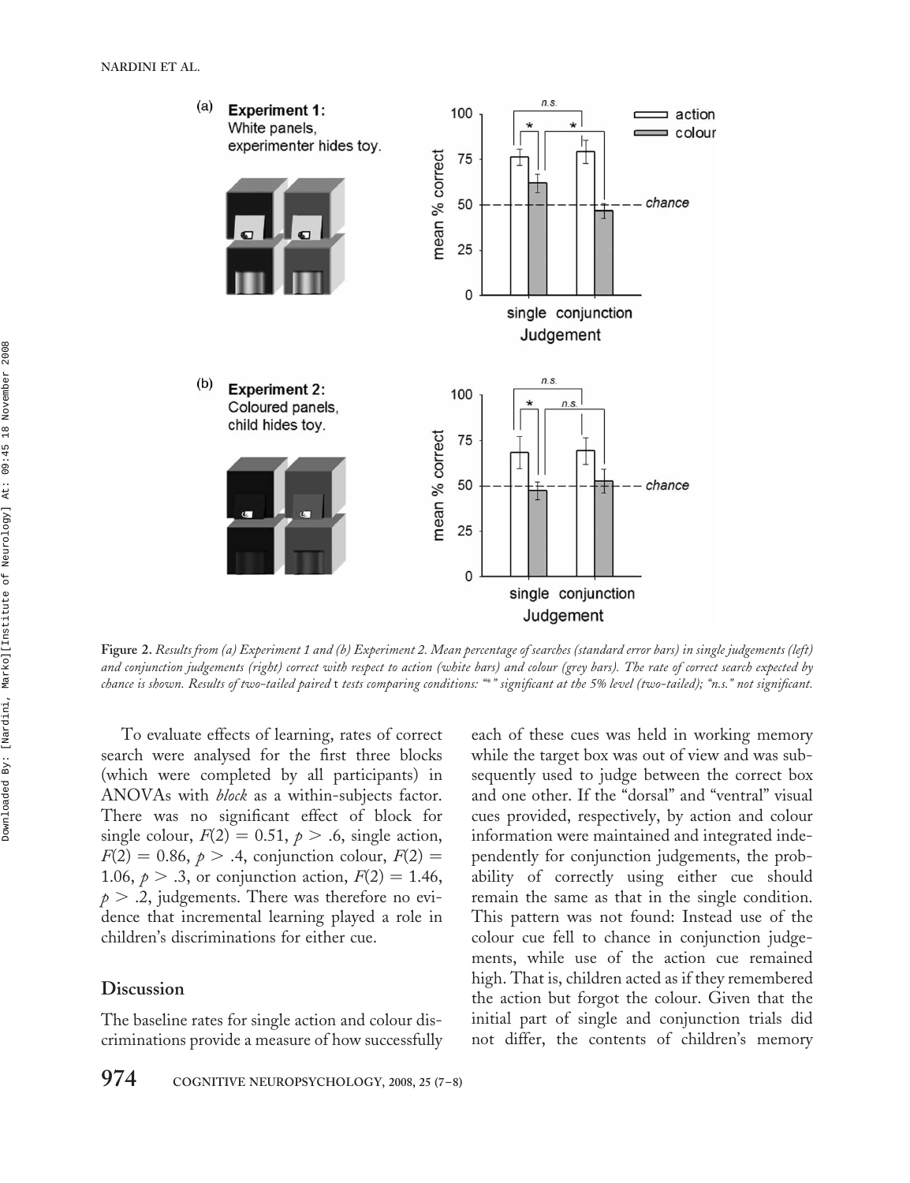**Figure 2.** *Results from (a) Experiment 1 and (b) Experiment 2. Mean percentage of searches (standard error bars) in single judgements (left) and conjunction judgements (right) correct with respect to action (white bars) and colour (grey bars). The rate of correct search expected by chance is shown. Results of two-tailed paired* t *tests comparing conditions: "*" significant at the 5% level (two-tailed); "n.s." not significant.*

To evaluate effects of learning, rates of correct search were analysed for the first three blocks (which were completed by all participants) in ANOVAs with *block* as a within-subjects factor. There was no significant effect of block for single colour, $F(2) = 0.51$, $p > .6$, single action, $F(2) = 0.86$, $p > .4$, conjunction colour, $F(2) = 1.06$, $p > .3$, or conjunction action, $F(2) = 1.46$, $p > .2$, judgements. There was therefore no evidence that incremental learning played a role in children's discriminations for either cue.

## Discussion

The baseline rates for single action and colour discriminations provide a measure of how successfully each of these cues was held in working memory while the target box was out of view and was subsequently used to judge between the correct box and one other. If the "dorsal" and "ventral" visual cues provided, respectively, by action and colour information were maintained and integrated independently for conjunction judgements, the probability of correctly using either cue should remain the same as that in the single condition. This pattern was not found: Instead use of the colour cue fell to chance in conjunction judgements, while use of the action cue remained high. That is, children acted as if they remembered the action but forgot the colour. Given that the initial part of single and conjunction trials did not differ, the contents of children's memory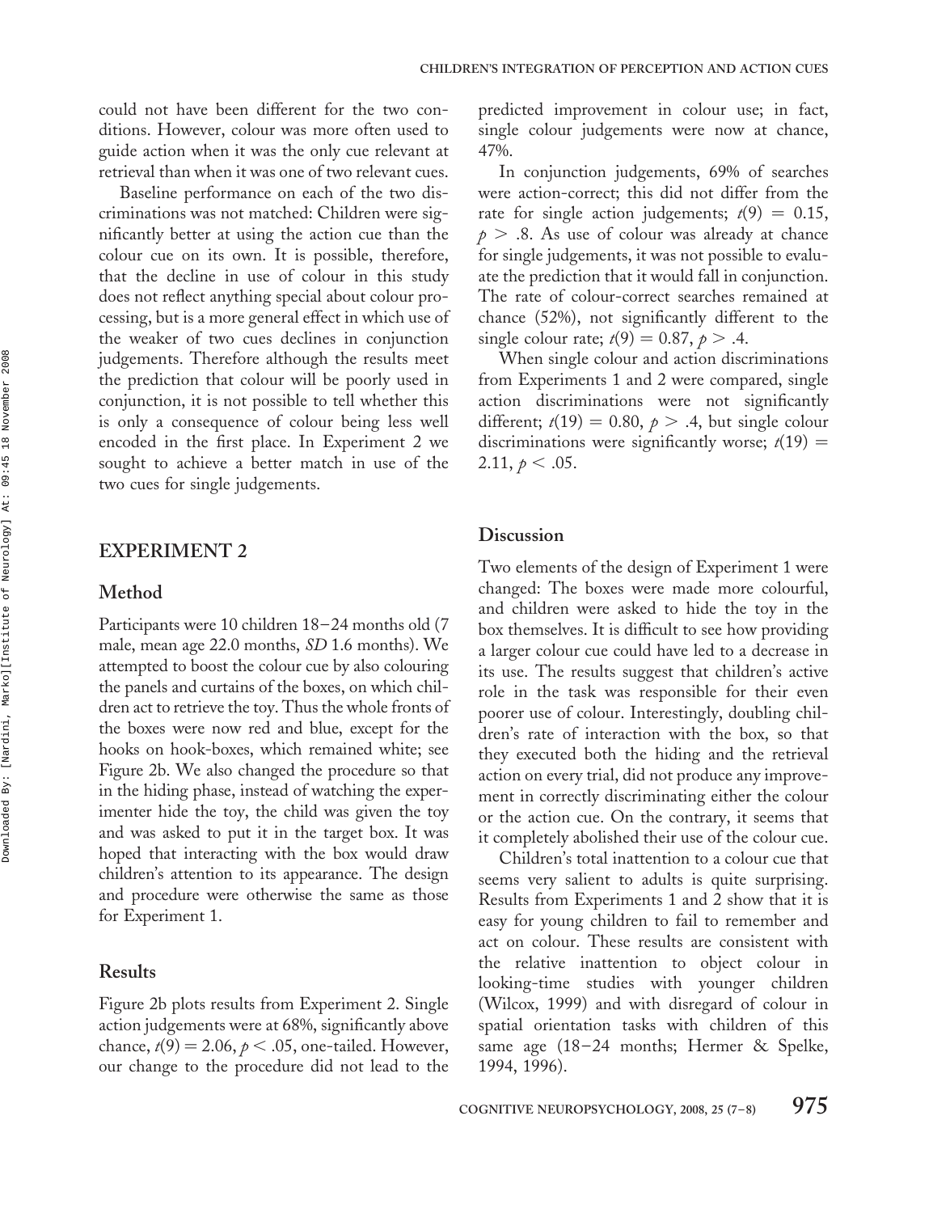could not have been different for the two conditions. However, colour was more often used to guide action when it was the only cue relevant at retrieval than when it was one of two relevant cues.

Baseline performance on each of the two discriminations was not matched: Children were significantly better at using the action cue than the colour cue on its own. It is possible, therefore, that the decline in use of colour in this study does not reflect anything special about colour processing, but is a more general effect in which use of the weaker of two cues declines in conjunction judgements. Therefore although the results meet the prediction that colour will be poorly used in conjunction, it is not possible to tell whether this is only a consequence of colour being less well encoded in the first place. In Experiment 2 we sought to achieve a better match in use of the two cues for single judgements.

## EXPERIMENT 2

### Method

Participants were 10 children 18–24 months old (7 male, mean age 22.0 months, *SD* 1.6 months). We attempted to boost the colour cue by also colouring the panels and curtains of the boxes, on which children act to retrieve the toy. Thus the whole fronts of the boxes were now red and blue, except for the hooks on hook-boxes, which remained white; see Figure 2b. We also changed the procedure so that in the hiding phase, instead of watching the experimenter hide the toy, the child was given the toy and was asked to put it in the target box. It was hoped that interacting with the box would draw children's attention to its appearance. The design and procedure were otherwise the same as those for Experiment 1.

### Results

Figure 2b plots results from Experiment 2. Single action judgements were at 68%, significantly above chance, $t(9) = 2.06$, $p < .05$, one-tailed. However, our change to the procedure did not lead to the predicted improvement in colour use; in fact, single colour judgements were now at chance, 47%.

In conjunction judgements, 69% of searches were action-correct; this did not differ from the rate for single action judgements; $t(9) = 0.15$, $p > .8$. As use of colour was already at chance for single judgements, it was not possible to evaluate the prediction that it would fall in conjunction. The rate of colour-correct searches remained at chance (52%), not significantly different to the single colour rate; $t(9) = 0.87$, $p > .4$.

When single colour and action discriminations from Experiments 1 and 2 were compared, single action discriminations were not significantly different; $t(19) = 0.80$, $p > .4$, but single colour discriminations were significantly worse; $t(19) = 2.11$, $p < .05$.

### Discussion

Two elements of the design of Experiment 1 were changed: The boxes were made more colourful, and children were asked to hide the toy in the box themselves. It is difficult to see how providing a larger colour cue could have led to a decrease in its use. The results suggest that children's active role in the task was responsible for their even poorer use of colour. Interestingly, doubling children's rate of interaction with the box, so that they executed both the hiding and the retrieval action on every trial, did not produce any improvement in correctly discriminating either the colour or the action cue. On the contrary, it seems that it completely abolished their use of the colour cue.

Children's total inattention to a colour cue that seems very salient to adults is quite surprising. Results from Experiments 1 and 2 show that it is easy for young children to fail to remember and act on colour. These results are consistent with the relative inattention to object colour in looking-time studies with younger children (Wilcox, 1999) and with disregard of colour in spatial orientation tasks with children of this same age (18–24 months; Hermer & Spelke, 1994, 1996).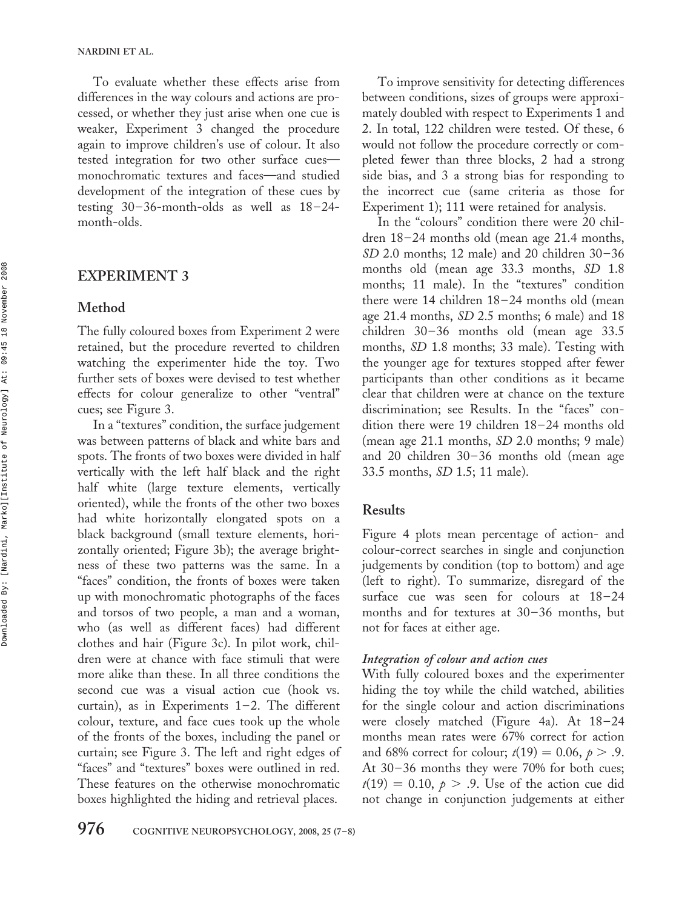To evaluate whether these effects arise from differences in the way colours and actions are processed, or whether they just arise when one cue is weaker, Experiment 3 changed the procedure again to improve children's use of colour. It also tested integration for two other surface cues—monochromatic textures and faces—and studied development of the integration of these cues by testing 30–36-month-olds as well as 18–24-month-olds.

## EXPERIMENT 3

### Method

The fully coloured boxes from Experiment 2 were retained, but the procedure reverted to children watching the experimenter hide the toy. Two further sets of boxes were devised to test whether effects for colour generalize to other "ventral" cues; see Figure 3.

In a "textures" condition, the surface judgement was between patterns of black and white bars and spots. The fronts of two boxes were divided in half vertically with the left half black and the right half white (large texture elements, vertically oriented), while the fronts of the other two boxes had white horizontally elongated spots on a black background (small texture elements, horizontally oriented; Figure 3b); the average brightness of these two patterns was the same. In a "faces" condition, the fronts of boxes were taken up with monochromatic photographs of the faces and torsos of two people, a man and a woman, who (as well as different faces) had different clothes and hair (Figure 3c). In pilot work, children were at chance with face stimuli that were more alike than these. In all three conditions the second cue was a visual action cue (hook vs. curtain), as in Experiments 1–2. The different colour, texture, and face cues took up the whole of the fronts of the boxes, including the panel or curtain; see Figure 3. The left and right edges of "faces" and "textures" boxes were outlined in red. These features on the otherwise monochromatic boxes highlighted the hiding and retrieval places.

To improve sensitivity for detecting differences between conditions, sizes of groups were approximately doubled with respect to Experiments 1 and 2. In total, 122 children were tested. Of these, 6 would not follow the procedure correctly or completed fewer than three blocks, 2 had a strong side bias, and 3 a strong bias for responding to the incorrect cue (same criteria as those for Experiment 1); 111 were retained for analysis.

In the "colours" condition there were 20 children 18–24 months old (mean age 21.4 months, *SD* 2.0 months; 12 male) and 20 children 30–36 months old (mean age 33.3 months, *SD* 1.8 months; 11 male). In the "textures" condition there were 14 children 18–24 months old (mean age 21.4 months, *SD* 2.5 months; 6 male) and 18 children 30–36 months old (mean age 33.5 months, *SD* 1.8 months; 33 male). Testing with the younger age for textures stopped after fewer participants than other conditions as it became clear that children were at chance on the texture discrimination; see Results. In the "faces" condition there were 19 children 18–24 months old (mean age 21.1 months, *SD* 2.0 months; 9 male) and 20 children 30–36 months old (mean age 33.5 months, *SD* 1.5; 11 male).

### Results

Figure 4 plots mean percentage of action- and colour-correct searches in single and conjunction judgements by condition (top to bottom) and age (left to right). To summarize, disregard of the surface cue was seen for colours at 18–24 months and for textures at 30–36 months, but not for faces at either age.

#### *Integration of colour and action cues*

With fully coloured boxes and the experimenter hiding the toy while the child watched, abilities for the single colour and action discriminations were closely matched (Figure 4a). At 18–24 months mean rates were 67% correct for action and 68% correct for colour; $t(19) = 0.06$, $p > .9$. At 30–36 months they were 70% for both cues; $t(19) = 0.10$, $p > .9$. Use of the action cue did not change in conjunction judgements at either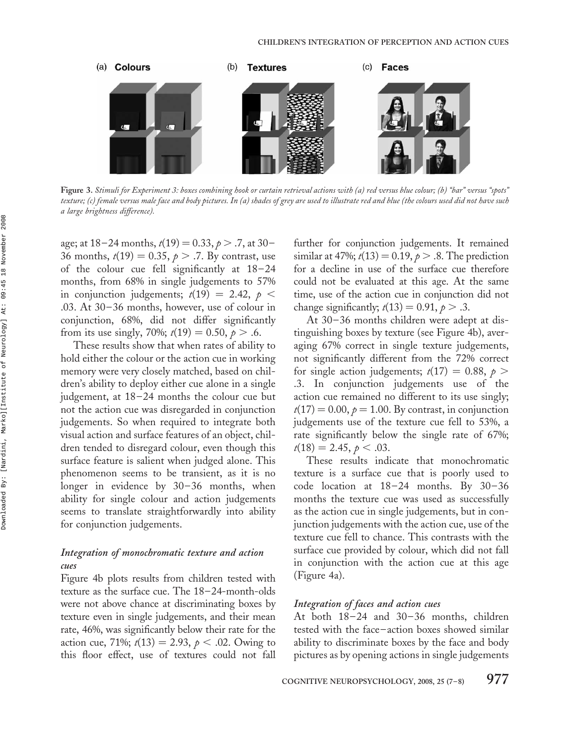Figure 3. *Stimuli for Experiment 3: boxes combining hook or curtain retrieval actions with (a) red versus blue colour; (b) "bar" versus "spots" texture; (c) female versus male face and body pictures. In (a) shades of grey are used to illustrate red and blue (the colours used did not have such a large brightness difference).*

age; at 18–24 months, $t(19) = 0.33, p > .7$, at 30–36 months, $t(19) = 0.35, p > .7$. By contrast, use of the colour cue fell significantly at 18–24 months, from 68% in single judgements to 57% in conjunction judgements; $t(19) = 2.42, p < .03$. At 30–36 months, however, use of colour in conjunction, 68%, did not differ significantly from its use singly, 70%; $t(19) = 0.50, p > .6$.

These results show that when rates of ability to hold either the colour or the action cue in working memory were very closely matched, based on children's ability to deploy either cue alone in a single judgement, at 18–24 months the colour cue but not the action cue was disregarded in conjunction judgements. So when required to integrate both visual action and surface features of an object, children tended to disregard colour, even though this surface feature is salient when judged alone. This phenomenon seems to be transient, as it is no longer in evidence by 30–36 months, when ability for single colour and action judgements seems to translate straightforwardly into ability for conjunction judgements.

### *Integration of monochromatic texture and action cues*

Figure 4b plots results from children tested with texture as the surface cue. The 18–24-month-olds were not above chance at discriminating boxes by texture even in single judgements, and their mean rate, 46%, was significantly below their rate for the action cue, 71%; $t(13) = 2.93, p < .02$. Owing to this floor effect, use of textures could not fall further for conjunction judgements. It remained similar at 47%; $t(13) = 0.19, p > .8$. The prediction for a decline in use of the surface cue therefore could not be evaluated at this age. At the same time, use of the action cue in conjunction did not change significantly; $t(13) = 0.91, p > .3$.

At 30–36 months children were adept at distinguishing boxes by texture (see Figure 4b), averaging 67% correct in single texture judgements, not significantly different from the 72% correct for single action judgements; $t(17) = 0.88, p > .3$. In conjunction judgements use of the action cue remained no different to its use singly; $t(17) = 0.00, p = 1.00$. By contrast, in conjunction judgements use of the texture cue fell to 53%, a rate significantly below the single rate of 67%; $t(18) = 2.45, p < .03$.

These results indicate that monochromatic texture is a surface cue that is poorly used to code location at 18–24 months. By 30–36 months the texture cue was used as successfully as the action cue in single judgements, but in conjunction judgements with the action cue, use of the texture cue fell to chance. This contrasts with the surface cue provided by colour, which did not fall in conjunction with the action cue at this age (Figure 4a).

### *Integration of faces and action cues*

At both 18–24 and 30–36 months, children tested with the face–action boxes showed similar ability to discriminate boxes by the face and body pictures as by opening actions in single judgements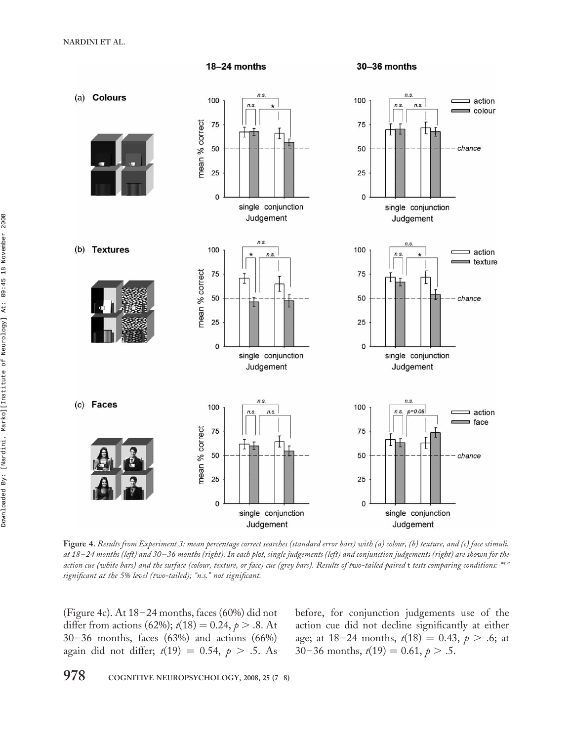**Figure 4.** *Results from Experiment 3: mean percentage correct searches (standard error bars) with (a) colour, (b) texture, and (c) face stimuli, at 18–24 months (left) and 30–36 months (right). In each plot, single judgements (left) and conjunction judgements (right) are shown for the action cue (white bars) and the surface (colour, texture, or face) cue (grey bars). Results of two-tailed paired* t *tests comparing conditions: "\*" significant at the 5% level (two-tailed); "n.s." not significant.*

(Figure 4c). At 18–24 months, faces (60%) did not differ from actions (62%); $t(18) = 0.24$, $p > .8$. At 30–36 months, faces (63%) and actions (66%) again did not differ; $t(19) = 0.54$, $p > .5$. As before, for conjunction judgements use of the action cue did not decline significantly at either age; at 18–24 months, $t(18) = 0.43$, $p > .6$; at 30–36 months, $t(19) = 0.61$, $p > .5$.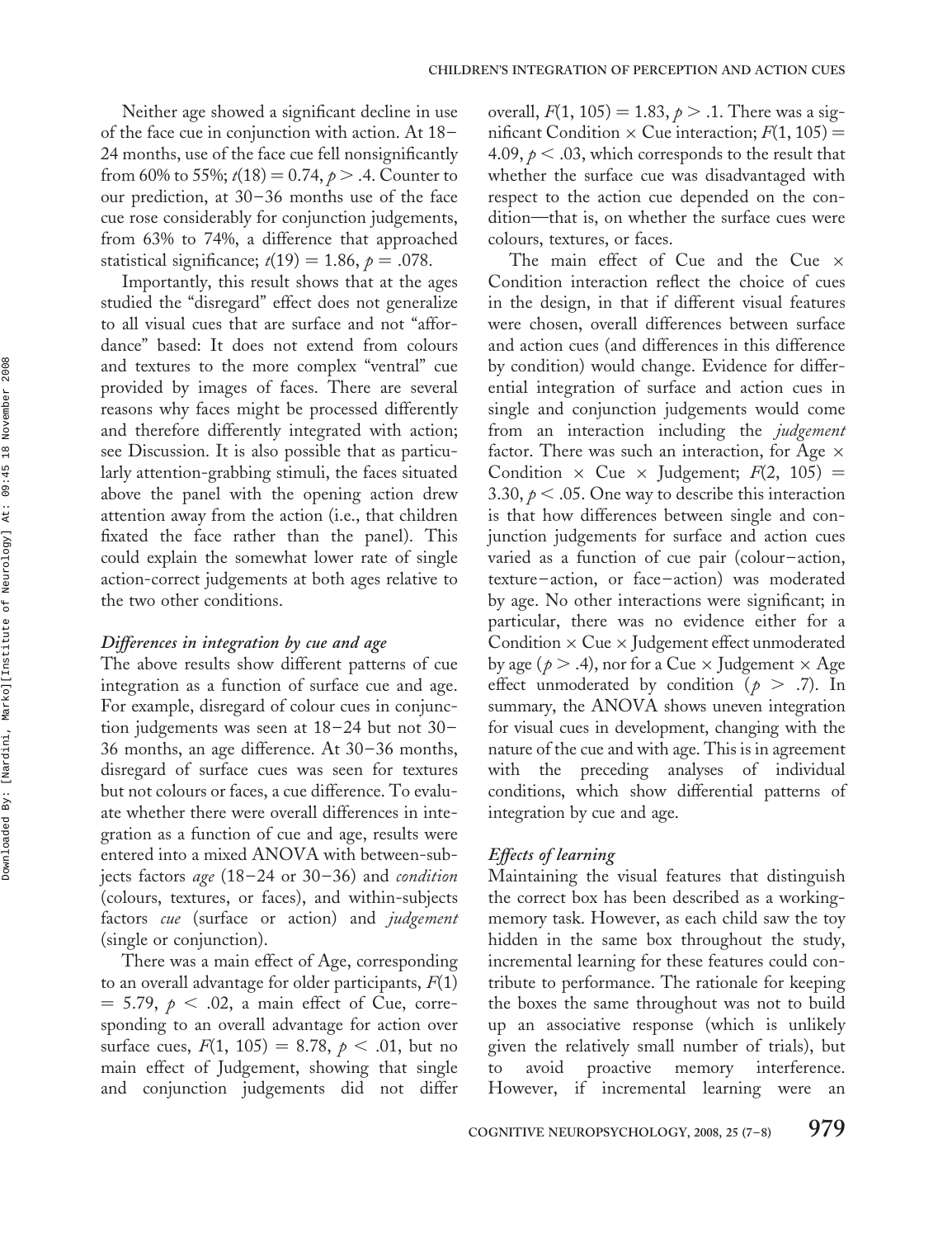Neither age showed a significant decline in use of the face cue in conjunction with action. At 18–24 months, use of the face cue fell nonsignificantly from 60% to 55%; $t(18) = 0.74$, $p > .4$. Counter to our prediction, at 30–36 months use of the face cue rose considerably for conjunction judgements, from 63% to 74%, a difference that approached statistical significance; $t(19) = 1.86$, $p = .078$.

Importantly, this result shows that at the ages studied the "disregard" effect does not generalize to all visual cues that are surface and not "affordance" based: It does not extend from colours and textures to the more complex "ventral" cue provided by images of faces. There are several reasons why faces might be processed differently and therefore differently integrated with action; see Discussion. It is also possible that as particularly attention-grabbing stimuli, the faces situated above the panel with the opening action drew attention away from the action (i.e., that children fixated the face rather than the panel). This could explain the somewhat lower rate of single action-correct judgements at both ages relative to the two other conditions.

### *Differences in integration by cue and age*

The above results show different patterns of cue integration as a function of surface cue and age. For example, disregard of colour cues in conjunction judgements was seen at 18–24 but not 30–36 months, an age difference. At 30–36 months, disregard of surface cues was seen for textures but not colours or faces, a cue difference. To evaluate whether there were overall differences in integration as a function of cue and age, results were entered into a mixed ANOVA with between-subjects factors *age* (18–24 or 30–36) and *condition* (colours, textures, or faces), and within-subjects factors *cue* (surface or action) and *judgement* (single or conjunction).

There was a main effect of Age, corresponding to an overall advantage for older participants, $F(1) = 5.79$, $p < .02$, a main effect of Cue, corresponding to an overall advantage for action over surface cues, $F(1, 105) = 8.78$, $p < .01$, but no main effect of Judgement, showing that single and conjunction judgements did not differ overall, $F(1, 105) = 1.83$, $p > .1$. There was a significant Condition × Cue interaction; $F(1, 105) = 4.09$, $p < .03$, which corresponds to the result that whether the surface cue was disadvantaged with respect to the action cue depended on the condition—that is, on whether the surface cues were colours, textures, or faces.

The main effect of Cue and the Cue × Condition interaction reflect the choice of cues in the design, in that if different visual features were chosen, overall differences between surface and action cues (and differences in this difference by condition) would change. Evidence for differential integration of surface and action cues in single and conjunction judgements would come from an interaction including the *judgement* factor. There was such an interaction, for Age × Condition × Cue × Judgement; $F(2, 105) = 3.30$, $p < .05$. One way to describe this interaction is that how differences between single and conjunction judgements for surface and action cues varied as a function of cue pair (colour–action, texture–action, or face–action) was moderated by age. No other interactions were significant; in particular, there was no evidence either for a Condition × Cue × Judgement effect unmoderated by age ($p > .4$), nor for a Cue × Judgement × Age effect unmoderated by condition ($p > .7$). In summary, the ANOVA shows uneven integration for visual cues in development, changing with the nature of the cue and with age. This is in agreement with the preceding analyses of individual conditions, which show differential patterns of integration by cue and age.

### *Effects of learning*

Maintaining the visual features that distinguish the correct box has been described as a working-memory task. However, as each child saw the toy hidden in the same box throughout the study, incremental learning for these features could contribute to performance. The rationale for keeping the boxes the same throughout was not to build up an associative response (which is unlikely given the relatively small number of trials), but to avoid proactive memory interference. However, if incremental learning were an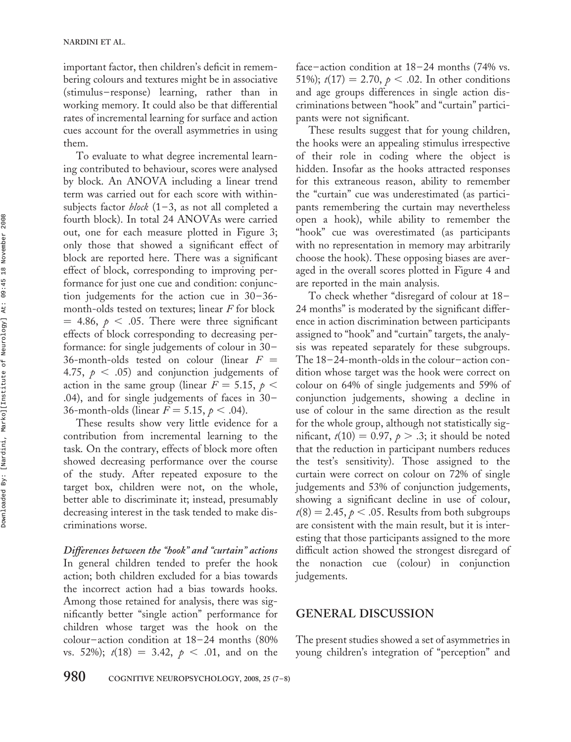important factor, then children's deficit in remembering colours and textures might be in associative (stimulus–response) learning, rather than in working memory. It could also be that differential rates of incremental learning for surface and action cues account for the overall asymmetries in using them.

To evaluate to what degree incremental learning contributed to behaviour, scores were analysed by block. An ANOVA including a linear trend term was carried out for each score with within-subjects factor *block* (1–3, as not all completed a fourth block). In total 24 ANOVAs were carried out, one for each measure plotted in Figure 3; only those that showed a significant effect of block are reported here. There was a significant effect of block, corresponding to improving performance for just one cue and condition: conjunction judgements for the action cue in 30–36-month-olds tested on textures; linear $F$ for block $= 4.86$, $p < .05$. There were three significant effects of block corresponding to decreasing performance: for single judgements of colour in 30–36-month-olds tested on colour (linear $F = 4.75$, $p < .05$) and conjunction judgements of action in the same group (linear $F = 5.15$, $p < .04$), and for single judgements of faces in 30–36-month-olds (linear $F = 5.15$, $p < .04$).

These results show very little evidence for a contribution from incremental learning to the task. On the contrary, effects of block more often showed decreasing performance over the course of the study. After repeated exposure to the target box, children were not, on the whole, better able to discriminate it; instead, presumably decreasing interest in the task tended to make discriminations worse.

***Differences between the "hook" and "curtain" actions***

In general children tended to prefer the hook action; both children excluded for a bias towards the incorrect action had a bias towards hooks. Among those retained for analysis, there was significantly better "single action" performance for children whose target was the hook on the colour–action condition at 18–24 months (80% vs. 52%); $t(18) = 3.42$, $p < .01$, and on the face–action condition at 18–24 months (74% vs. 51%); $t(17) = 2.70$, $p < .02$. In other conditions and age groups differences in single action discriminations between "hook" and "curtain" participants were not significant.

These results suggest that for young children, the hooks were an appealing stimulus irrespective of their role in coding where the object is hidden. Insofar as the hooks attracted responses for this extraneous reason, ability to remember the "curtain" cue was underestimated (as participants remembering the curtain may nevertheless open a hook), while ability to remember the "hook" cue was overestimated (as participants with no representation in memory may arbitrarily choose the hook). These opposing biases are averaged in the overall scores plotted in Figure 4 and are reported in the main analysis.

To check whether "disregard of colour at 18–24 months" is moderated by the significant difference in action discrimination between participants assigned to "hook" and "curtain" targets, the analysis was repeated separately for these subgroups. The 18–24-month-olds in the colour–action condition whose target was the hook were correct on colour on 64% of single judgements and 59% of conjunction judgements, showing a decline in use of colour in the same direction as the result for the whole group, although not statistically significant, $t(10) = 0.97$, $p > .3$; it should be noted that the reduction in participant numbers reduces the test's sensitivity). Those assigned to the curtain were correct on colour on 72% of single judgements and 53% of conjunction judgements, showing a significant decline in use of colour, $t(8) = 2.45$, $p < .05$. Results from both subgroups are consistent with the main result, but it is interesting that those participants assigned to the more difficult action showed the strongest disregard of the nonaction cue (colour) in conjunction judgements.

## GENERAL DISCUSSION

The present studies showed a set of asymmetries in young children's integration of "perception" and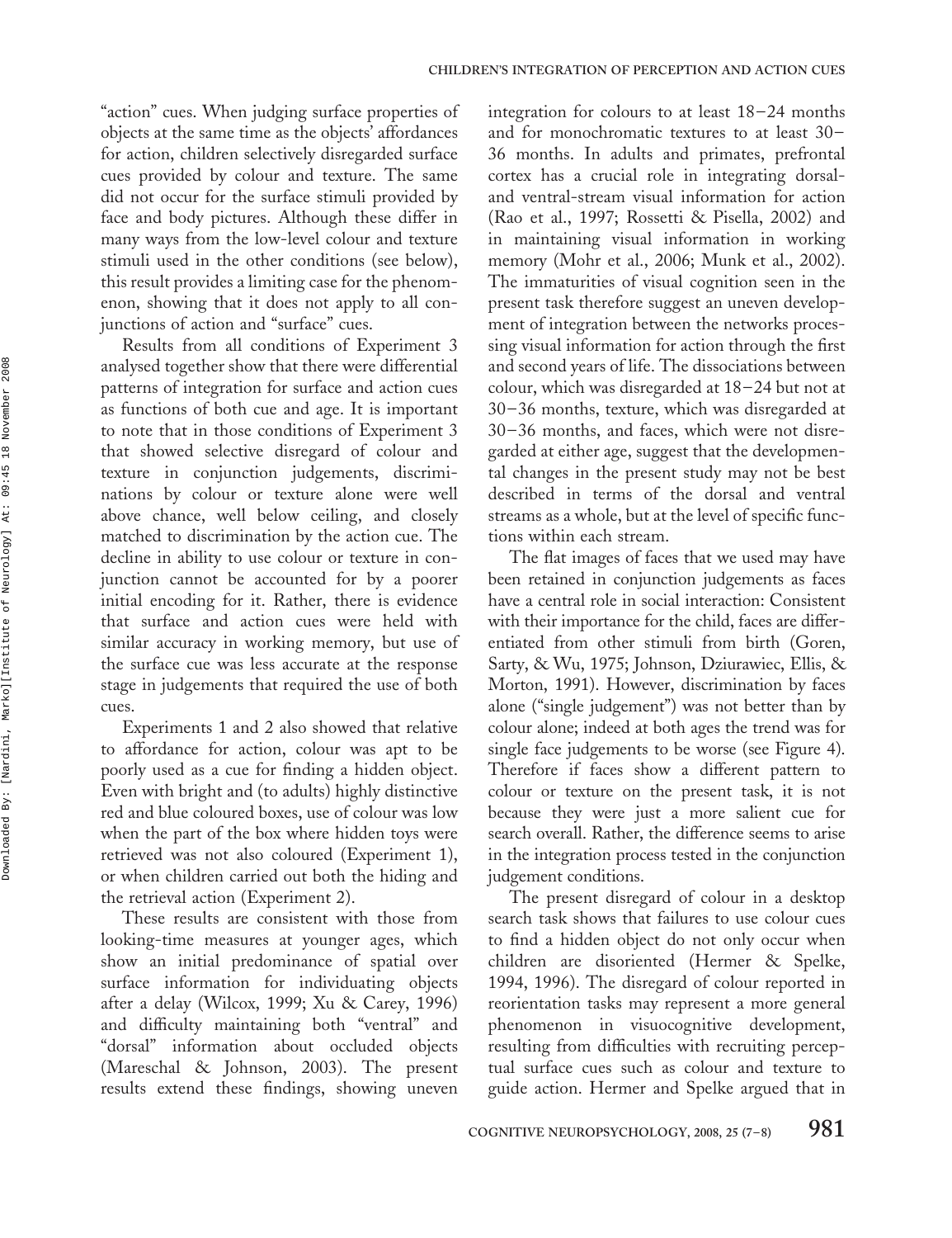"action" cues. When judging surface properties of objects at the same time as the objects' affordances for action, children selectively disregarded surface cues provided by colour and texture. The same did not occur for the surface stimuli provided by face and body pictures. Although these differ in many ways from the low-level colour and texture stimuli used in the other conditions (see below), this result provides a limiting case for the phenomenon, showing that it does not apply to all conjunctions of action and "surface" cues.

Results from all conditions of Experiment 3 analysed together show that there were differential patterns of integration for surface and action cues as functions of both cue and age. It is important to note that in those conditions of Experiment 3 that showed selective disregard of colour and texture in conjunction judgements, discriminations by colour or texture alone were well above chance, well below ceiling, and closely matched to discrimination by the action cue. The decline in ability to use colour or texture in conjunction cannot be accounted for by a poorer initial encoding for it. Rather, there is evidence that surface and action cues were held with similar accuracy in working memory, but use of the surface cue was less accurate at the response stage in judgements that required the use of both cues.

Experiments 1 and 2 also showed that relative to affordance for action, colour was apt to be poorly used as a cue for finding a hidden object. Even with bright and (to adults) highly distinctive red and blue coloured boxes, use of colour was low when the part of the box where hidden toys were retrieved was not also coloured (Experiment 1), or when children carried out both the hiding and the retrieval action (Experiment 2).

These results are consistent with those from looking-time measures at younger ages, which show an initial predominance of spatial over surface information for individuating objects after a delay (Wilcox, 1999; Xu & Carey, 1996) and difficulty maintaining both "ventral" and "dorsal" information about occluded objects (Mareschal & Johnson, 2003). The present results extend these findings, showing uneven integration for colours to at least 18–24 months and for monochromatic textures to at least 30–36 months. In adults and primates, prefrontal cortex has a crucial role in integrating dorsal- and ventral-stream visual information for action (Rao et al., 1997; Rossetti & Pisella, 2002) and in maintaining visual information in working memory (Mohr et al., 2006; Munk et al., 2002). The immaturities of visual cognition seen in the present task therefore suggest an uneven development of integration between the networks processing visual information for action through the first and second years of life. The dissociations between colour, which was disregarded at 18–24 but not at 30–36 months, texture, which was disregarded at 30–36 months, and faces, which were not disregarded at either age, suggest that the developmental changes in the present study may not be best described in terms of the dorsal and ventral streams as a whole, but at the level of specific functions within each stream.

The flat images of faces that we used may have been retained in conjunction judgements as faces have a central role in social interaction: Consistent with their importance for the child, faces are differentiated from other stimuli from birth (Goren, Sarty, & Wu, 1975; Johnson, Dziurawiec, Ellis, & Morton, 1991). However, discrimination by faces alone ("single judgement") was not better than by colour alone; indeed at both ages the trend was for single face judgements to be worse (see Figure 4). Therefore if faces show a different pattern to colour or texture on the present task, it is not because they were just a more salient cue for search overall. Rather, the difference seems to arise in the integration process tested in the conjunction judgement conditions.

The present disregard of colour in a desktop search task shows that failures to use colour cues to find a hidden object do not only occur when children are disoriented (Hermer & Spelke, 1994, 1996). The disregard of colour reported in reorientation tasks may represent a more general phenomenon in visuocognitive development, resulting from difficulties with recruiting perceptual surface cues such as colour and texture to guide action. Hermer and Spelke argued that in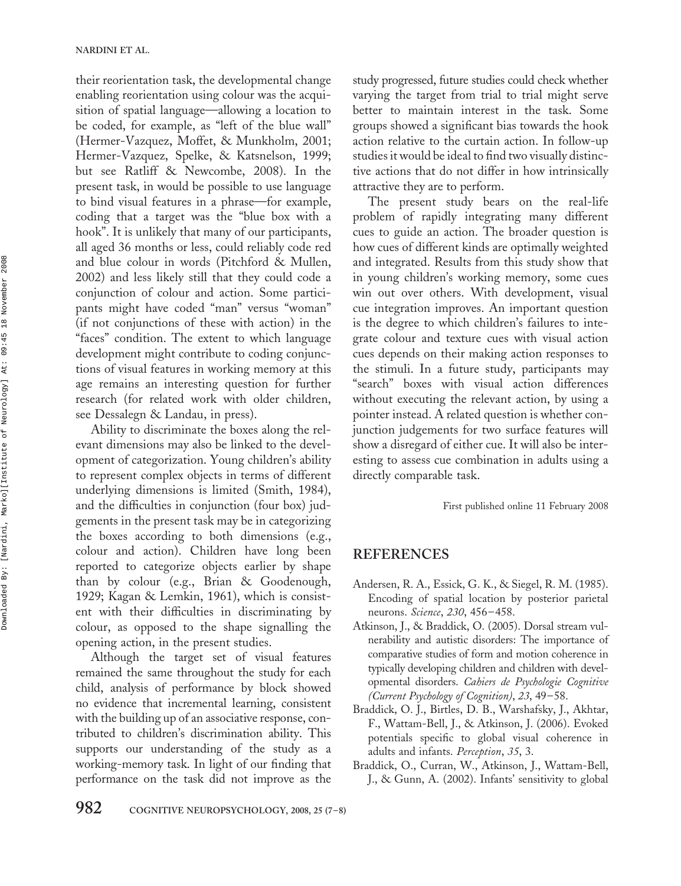their reorientation task, the developmental change enabling reorientation using colour was the acquisition of spatial language—allowing a location to be coded, for example, as "left of the blue wall" (Hermer-Vazquez, Moffet, & Munkholm, 2001; Hermer-Vazquez, Spelke, & Katsnelson, 1999; but see Ratliff & Newcombe, 2008). In the present task, in would be possible to use language to bind visual features in a phrase—for example, coding that a target was the "blue box with a hook". It is unlikely that many of our participants, all aged 36 months or less, could reliably code red and blue colour in words (Pitchford & Mullen, 2002) and less likely still that they could code a conjunction of colour and action. Some participants might have coded "man" versus "woman" (if not conjunctions of these with action) in the "faces" condition. The extent to which language development might contribute to coding conjunctions of visual features in working memory at this age remains an interesting question for further research (for related work with older children, see Dessalegn & Landau, in press).

Ability to discriminate the boxes along the relevant dimensions may also be linked to the development of categorization. Young children's ability to represent complex objects in terms of different underlying dimensions is limited (Smith, 1984), and the difficulties in conjunction (four box) judgements in the present task may be in categorizing the boxes according to both dimensions (e.g., colour and action). Children have long been reported to categorize objects earlier by shape than by colour (e.g., Brian & Goodenough, 1929; Kagan & Lemkin, 1961), which is consistent with their difficulties in discriminating by colour, as opposed to the shape signalling the opening action, in the present studies.

Although the target set of visual features remained the same throughout the study for each child, analysis of performance by block showed no evidence that incremental learning, consistent with the building up of an associative response, contributed to children's discrimination ability. This supports our understanding of the study as a working-memory task. In light of our finding that performance on the task did not improve as the study progressed, future studies could check whether varying the target from trial to trial might serve better to maintain interest in the task. Some groups showed a significant bias towards the hook action relative to the curtain action. In follow-up studies it would be ideal to find two visually distinctive actions that do not differ in how intrinsically attractive they are to perform.

The present study bears on the real-life problem of rapidly integrating many different cues to guide an action. The broader question is how cues of different kinds are optimally weighted and integrated. Results from this study show that in young children's working memory, some cues win out over others. With development, visual cue integration improves. An important question is the degree to which children's failures to integrate colour and texture cues with visual action cues depends on their making action responses to the stimuli. In a future study, participants may "search" boxes with visual action differences without executing the relevant action, by using a pointer instead. A related question is whether conjunction judgements for two surface features will show a disregard of either cue. It will also be interesting to assess cue combination in adults using a directly comparable task.

First published online 11 February 2008

## REFERENCES

Andersen, R. A., Essick, G. K., & Siegel, R. M. (1985). Encoding of spatial location by posterior parietal neurons. *Science*, *230*, 456–458.

Atkinson, J., & Braddick, O. (2005). Dorsal stream vulnerability and autistic disorders: The importance of comparative studies of form and motion coherence in typically developing children and children with developmental disorders. *Cahiers de Psychologie Cognitive (Current Psychology of Cognition)*, *23*, 49–58.

Braddick, O. J., Birtles, D. B., Warshafsky, J., Akhtar, F., Wattam-Bell, J., & Atkinson, J. (2006). Evoked potentials specific to global visual coherence in adults and infants. *Perception*, *35*, 3.

Braddick, O., Curran, W., Atkinson, J., Wattam-Bell, J., & Gunn, A. (2002). Infants' sensitivity to global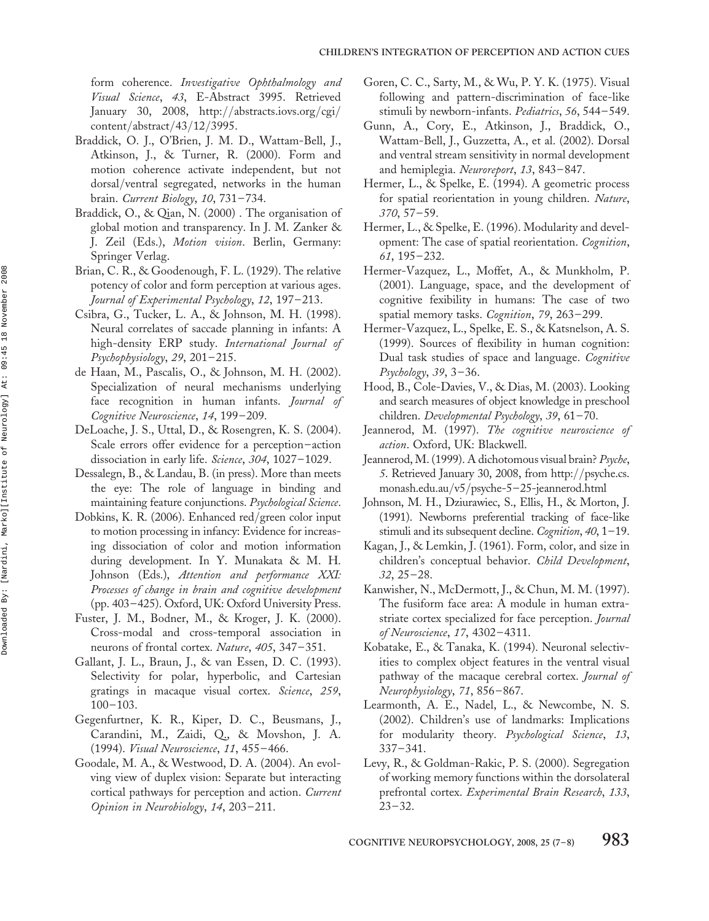form coherence. *Investigative Ophthalmology and Visual Science*, *43*, E-Abstract 3995. Retrieved January 30, 2008, http://abstracts.iovs.org/cgi/content/abstract/43/12/3995.

Braddick, O. J., O'Brien, J. M. D., Wattam-Bell, J., Atkinson, J., & Turner, R. (2000). Form and motion coherence activate independent, but not dorsal/ventral segregated, networks in the human brain. *Current Biology*, *10*, 731–734.

Braddick, O., & Qian, N. (2000) . The organisation of global motion and transparency. In J. M. Zanker & J. Zeil (Eds.), *Motion vision*. Berlin, Germany: Springer Verlag.

Brian, C. R., & Goodenough, F. L. (1929). The relative potency of color and form perception at various ages. *Journal of Experimental Psychology*, *12*, 197–213.

Csibra, G., Tucker, L. A., & Johnson, M. H. (1998). Neural correlates of saccade planning in infants: A high-density ERP study. *International Journal of Psychophysiology*, *29*, 201–215.

de Haan, M., Pascalis, O., & Johnson, M. H. (2002). Specialization of neural mechanisms underlying face recognition in human infants. *Journal of Cognitive Neuroscience*, *14*, 199–209.

DeLoache, J. S., Uttal, D., & Rosengren, K. S. (2004). Scale errors offer evidence for a perception–action dissociation in early life. *Science*, *304*, 1027–1029.

Dessalegn, B., & Landau, B. (in press). More than meets the eye: The role of language in binding and maintaining feature conjunctions. *Psychological Science*.

Dobkins, K. R. (2006). Enhanced red/green color input to motion processing in infancy: Evidence for increasing dissociation of color and motion information during development. In Y. Munakata & M. H. Johnson (Eds.), *Attention and performance XXI: Processes of change in brain and cognitive development* (pp. 403–425). Oxford, UK: Oxford University Press.

Fuster, J. M., Bodner, M., & Kroger, J. K. (2000). Cross-modal and cross-temporal association in neurons of frontal cortex. *Nature*, *405*, 347–351.

Gallant, J. L., Braun, J., & van Essen, D. C. (1993). Selectivity for polar, hyperbolic, and Cartesian gratings in macaque visual cortex. *Science*, *259*, 100–103.

Gegenfurtner, K. R., Kiper, D. C., Beusmans, J., Carandini, M., Zaidi, Q., & Movshon, J. A. (1994). *Visual Neuroscience*, *11*, 455–466.

Goodale, M. A., & Westwood, D. A. (2004). An evolving view of duplex vision: Separate but interacting cortical pathways for perception and action. *Current Opinion in Neurobiology*, *14*, 203–211.

Goren, C. C., Sarty, M., & Wu, P. Y. K. (1975). Visual following and pattern-discrimination of face-like stimuli by newborn-infants. *Pediatrics*, *56*, 544–549.

Gunn, A., Cory, E., Atkinson, J., Braddick, O., Wattam-Bell, J., Guzzetta, A., et al. (2002). Dorsal and ventral stream sensitivity in normal development and hemiplegia. *Neuroreport*, *13*, 843–847.

Hermer, L., & Spelke, E. (1994). A geometric process for spatial reorientation in young children. *Nature*, *370*, 57–59.

Hermer, L., & Spelke, E. (1996). Modularity and development: The case of spatial reorientation. *Cognition*, *61*, 195–232.

Hermer-Vazquez, L., Moffet, A., & Munkholm, P. (2001). Language, space, and the development of cognitive fexibility in humans: The case of two spatial memory tasks. *Cognition*, *79*, 263–299.

Hermer-Vazquez, L., Spelke, E. S., & Katsnelson, A. S. (1999). Sources of flexibility in human cognition: Dual task studies of space and language. *Cognitive Psychology*, *39*, 3–36.

Hood, B., Cole-Davies, V., & Dias, M. (2003). Looking and search measures of object knowledge in preschool children. *Developmental Psychology*, *39*, 61–70.

Jeannerod, M. (1997). *The cognitive neuroscience of action*. Oxford, UK: Blackwell.

Jeannerod, M. (1999). A dichotomous visual brain? *Psyche*, *5*. Retrieved January 30, 2008, from http://psyche.cs.monash.edu.au/v5/psyche-5–25-jeannerod.html

Johnson, M. H., Dziurawiec, S., Ellis, H., & Morton, J. (1991). Newborns preferential tracking of face-like stimuli and its subsequent decline. *Cognition*, *40*, 1–19.

Kagan, J., & Lemkin, J. (1961). Form, color, and size in children's conceptual behavior. *Child Development*, *32*, 25–28.

Kanwisher, N., McDermott, J., & Chun, M. M. (1997). The fusiform face area: A module in human extrastriate cortex specialized for face perception. *Journal of Neuroscience*, *17*, 4302–4311.

Kobatake, E., & Tanaka, K. (1994). Neuronal selectivities to complex object features in the ventral visual pathway of the macaque cerebral cortex. *Journal of Neurophysiology*, *71*, 856–867.

Learmonth, A. E., Nadel, L., & Newcombe, N. S. (2002). Children's use of landmarks: Implications for modularity theory. *Psychological Science*, *13*, 337–341.

Levy, R., & Goldman-Rakic, P. S. (2000). Segregation of working memory functions within the dorsolateral prefrontal cortex. *Experimental Brain Research*, *133*, 23–32.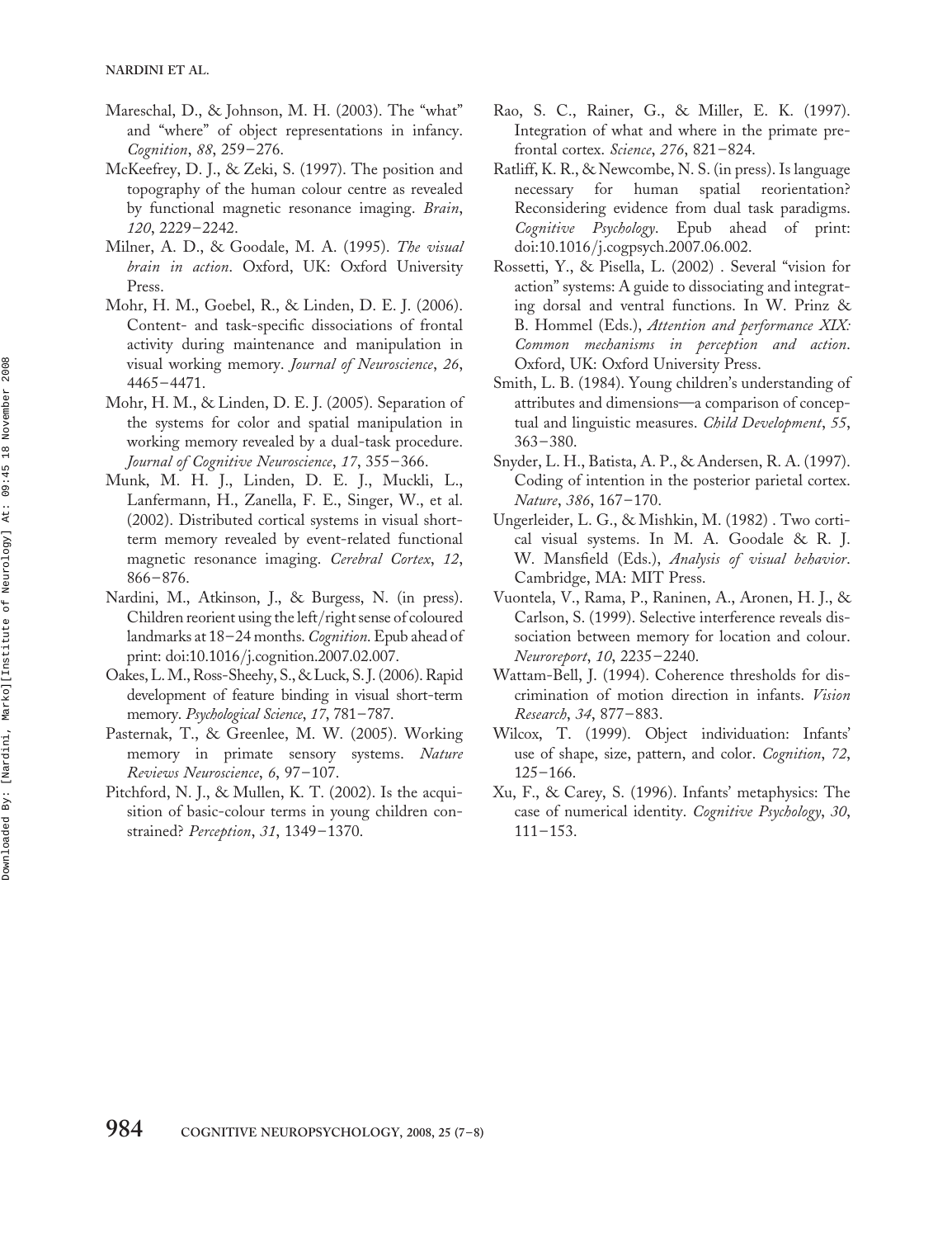Mareschal, D., & Johnson, M. H. (2003). The "what" and "where" of object representations in infancy. *Cognition*, *88*, 259–276.

McKeefrey, D. J., & Zeki, S. (1997). The position and topography of the human colour centre as revealed by functional magnetic resonance imaging. *Brain*, *120*, 2229–2242.

Milner, A. D., & Goodale, M. A. (1995). *The visual brain in action*. Oxford, UK: Oxford University Press.

Mohr, H. M., Goebel, R., & Linden, D. E. J. (2006). Content- and task-specific dissociations of frontal activity during maintenance and manipulation in visual working memory. *Journal of Neuroscience*, *26*, 4465–4471.

Mohr, H. M., & Linden, D. E. J. (2005). Separation of the systems for color and spatial manipulation in working memory revealed by a dual-task procedure. *Journal of Cognitive Neuroscience*, *17*, 355–366.

Munk, M. H. J., Linden, D. E. J., Muckli, L., Lanfermann, H., Zanella, F. E., Singer, W., et al. (2002). Distributed cortical systems in visual short-term memory revealed by event-related functional magnetic resonance imaging. *Cerebral Cortex*, *12*, 866–876.

Nardini, M., Atkinson, J., & Burgess, N. (in press). Children reorient using the left/right sense of coloured landmarks at 18–24 months. *Cognition*. Epub ahead of print: doi:10.1016/j.cognition.2007.02.007.

Oakes, L. M., Ross-Sheehy, S., & Luck, S. J. (2006). Rapid development of feature binding in visual short-term memory. *Psychological Science*, *17*, 781–787.

Pasternak, T., & Greenlee, M. W. (2005). Working memory in primate sensory systems. *Nature Reviews Neuroscience*, *6*, 97–107.

Pitchford, N. J., & Mullen, K. T. (2002). Is the acquisition of basic-colour terms in young children constrained? *Perception*, *31*, 1349–1370.

Rao, S. C., Rainer, G., & Miller, E. K. (1997). Integration of what and where in the primate prefrontal cortex. *Science*, *276*, 821–824.

Ratliff, K. R., & Newcombe, N. S. (in press). Is language necessary for human spatial reorientation? Reconsidering evidence from dual task paradigms. *Cognitive Psychology*. Epub ahead of print: doi:10.1016/j.cogpsych.2007.06.002.

Rossetti, Y., & Pisella, L. (2002) . Several "vision for action" systems: A guide to dissociating and integrating dorsal and ventral functions. In W. Prinz & B. Hommel (Eds.), *Attention and performance XIX: Common mechanisms in perception and action*. Oxford, UK: Oxford University Press.

Smith, L. B. (1984). Young children's understanding of attributes and dimensions—a comparison of conceptual and linguistic measures. *Child Development*, *55*, 363–380.

Snyder, L. H., Batista, A. P., & Andersen, R. A. (1997). Coding of intention in the posterior parietal cortex. *Nature*, *386*, 167–170.

Ungerleider, L. G., & Mishkin, M. (1982) . Two cortical visual systems. In M. A. Goodale & R. J. W. Mansfield (Eds.), *Analysis of visual behavior*. Cambridge, MA: MIT Press.

Vuontela, V., Rama, P., Raninen, A., Aronen, H. J., & Carlson, S. (1999). Selective interference reveals dissociation between memory for location and colour. *Neuroreport*, *10*, 2235–2240.

Wattam-Bell, J. (1994). Coherence thresholds for discrimination of motion direction in infants. *Vision Research*, *34*, 877–883.

Wilcox, T. (1999). Object individuation: Infants' use of shape, size, pattern, and color. *Cognition*, *72*, 125–166.

Xu, F., & Carey, S. (1996). Infants' metaphysics: The case of numerical identity. *Cognitive Psychology*, *30*, 111–153.